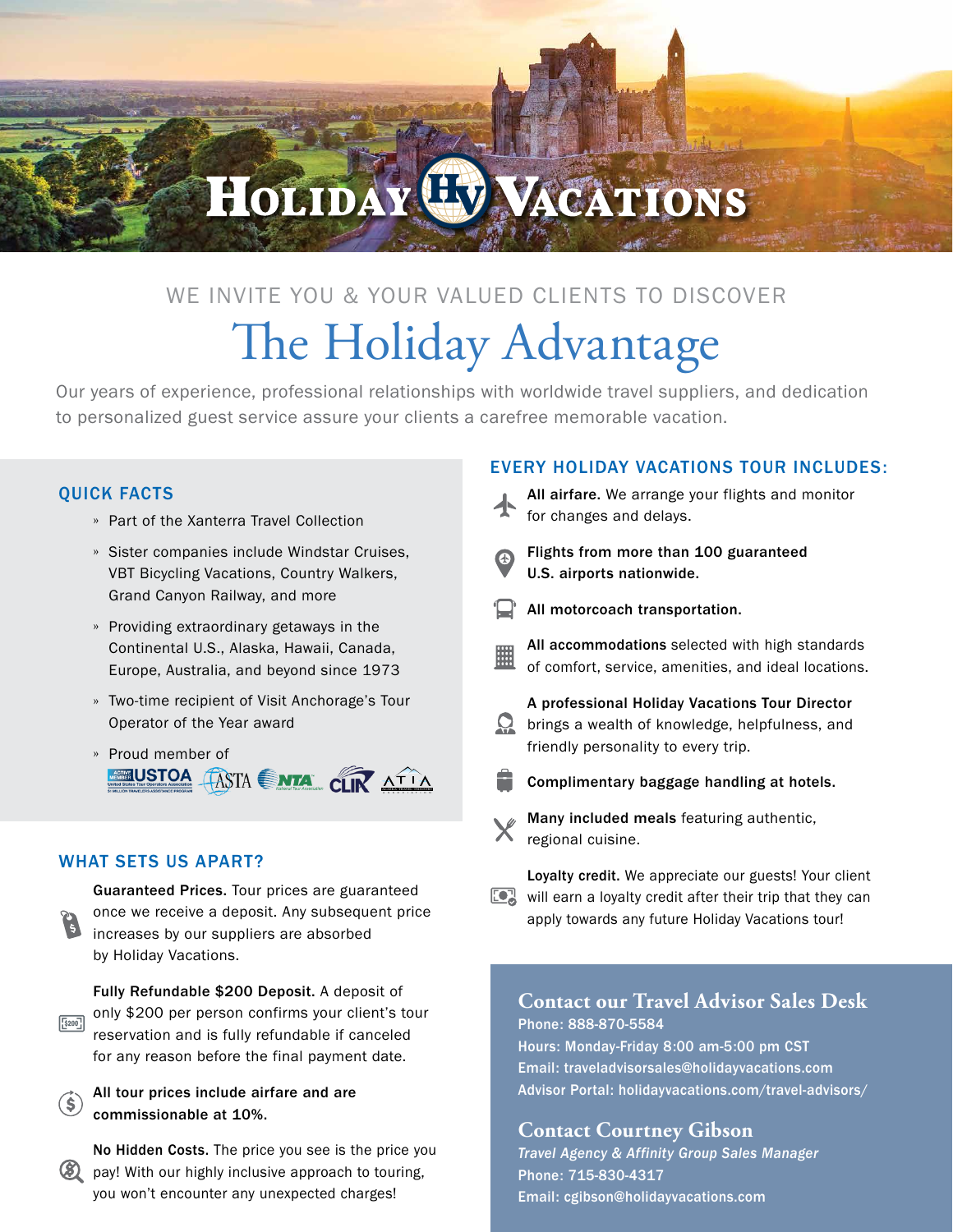# Holiday Vacations

WE INVITE YOU & YOUR VALUED CLIENTS TO DISCOVER

## The Holiday Advantage

Our years of experience, professional relationships with worldwide travel suppliers, and dedication to personalized guest service assure your clients a carefree memorable vacation.

### QUICK FACTS

- Part of the Xanterra Travel Collection
- Sister companies include Windstar Cruises, VBT Bicycling Vacations, Country Walkers, Grand Canyon Railway, and more
- Providing extraordinary getaways in the Continental U.S., Alaska, Hawaii, Canada, Europe, Australia, and beyond since 1973
- Two-time recipient of Visit Anchorage's Tour Operator of the Year award
- Proud member of USTOA, ASTA, NTA, CLIA, ATIA

### WHAT SETS US APART?

**Guaranteed Prices.** Tour prices are guaranteed once we receive a deposit. Any subsequent price increases by our suppliers are absorbed by Holiday Vacations.

**Fully Refundable $200 Deposit.** A deposit of only $200 per person confirms your client's tour reservation and is fully refundable if canceled for any reason before the final payment date.

**All tour prices include airfare and are commissionable at 10%.**

**No Hidden Costs.** The price you see is the price you pay! With our highly inclusive approach to touring, you won't encounter any unexpected charges!

### EVERY HOLIDAY VACATIONS TOUR INCLUDES:

**All airfare.** We arrange your flights and monitor for changes and delays.

**Flights from more than 100 guaranteed U.S. airports nationwide.**

**All motorcoach transportation.**

**All accommodations** selected with high standards of comfort, service, amenities, and ideal locations.

**A professional Holiday Vacations Tour Director** brings a wealth of knowledge, helpfulness, and friendly personality to every trip.

**Complimentary baggage handling at hotels.**

**Many included meals** featuring authentic, regional cuisine.

**Loyalty credit.** We appreciate our guests! Your client will earn a loyalty credit after their trip that they can apply towards any future Holiday Vacations tour!

### Contact our Travel Advisor Sales Desk

Phone: 888-870-5584
Hours: Monday-Friday 8:00 am-5:00 pm CST
Email: traveladvisorsales@holidayvacations.com
Advisor Portal: holidayvacations.com/travel-advisors/

### Contact Courtney Gibson

*Travel Agency & Affinity Group Sales Manager*
Phone: 715-830-4317
Email: cgibson@holidayvacations.com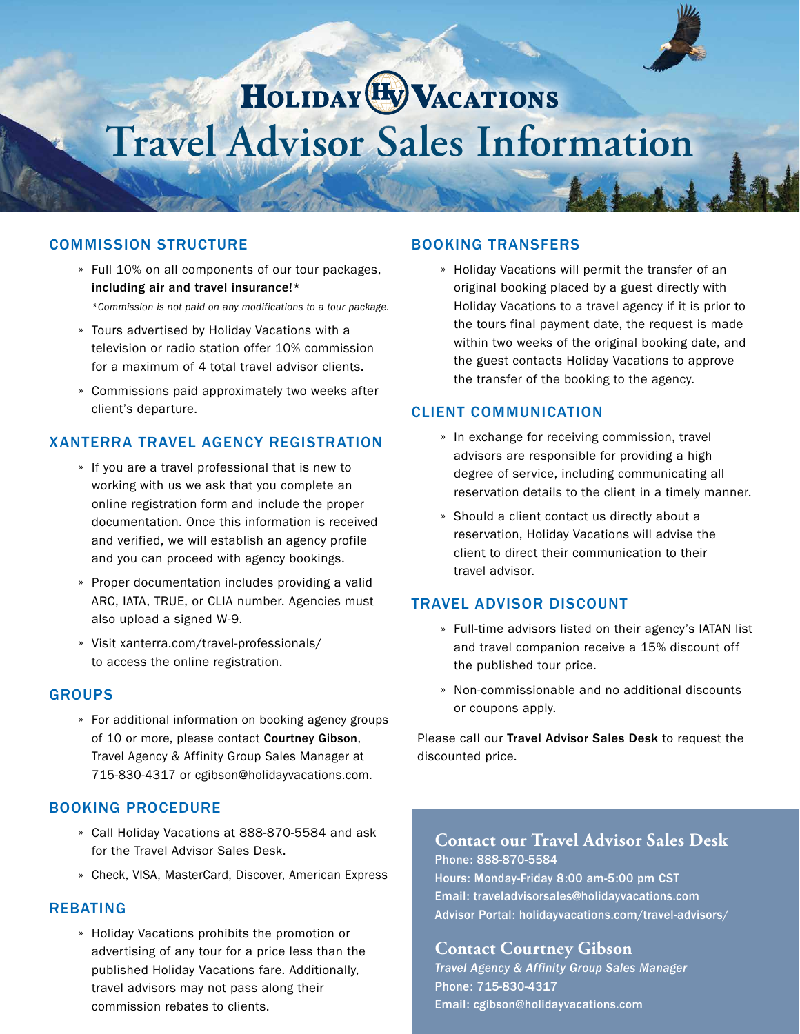# HOLIDAY VACATIONS
# Travel Advisor Sales Information

## COMMISSION STRUCTURE

- Full 10% on all components of our tour packages, **including air and travel insurance!***

  *\*Commission is not paid on any modifications to a tour package.*

- Tours advertised by Holiday Vacations with a television or radio station offer 10% commission for a maximum of 4 total travel advisor clients.
- Commissions paid approximately two weeks after client's departure.

## XANTERRA TRAVEL AGENCY REGISTRATION

- If you are a travel professional that is new to working with us we ask that you complete an online registration form and include the proper documentation. Once this information is received and verified, we will establish an agency profile and you can proceed with agency bookings.
- Proper documentation includes providing a valid ARC, IATA, TRUE, or CLIA number. Agencies must also upload a signed W-9.
- Visit xanterra.com/travel-professionals/ to access the online registration.

## GROUPS

- For additional information on booking agency groups of 10 or more, please contact **Courtney Gibson**, Travel Agency & Affinity Group Sales Manager at 715-830-4317 or cgibson@holidayvacations.com.

## BOOKING PROCEDURE

- Call Holiday Vacations at 888-870-5584 and ask for the Travel Advisor Sales Desk.
- Check, VISA, MasterCard, Discover, American Express

## REBATING

- Holiday Vacations prohibits the promotion or advertising of any tour for a price less than the published Holiday Vacations fare. Additionally, travel advisors may not pass along their commission rebates to clients.

## BOOKING TRANSFERS

- Holiday Vacations will permit the transfer of an original booking placed by a guest directly with Holiday Vacations to a travel agency if it is prior to the tours final payment date, the request is made within two weeks of the original booking date, and the guest contacts Holiday Vacations to approve the transfer of the booking to the agency.

## CLIENT COMMUNICATION

- In exchange for receiving commission, travel advisors are responsible for providing a high degree of service, including communicating all reservation details to the client in a timely manner.
- Should a client contact us directly about a reservation, Holiday Vacations will advise the client to direct their communication to their travel advisor.

## TRAVEL ADVISOR DISCOUNT

- Full-time advisors listed on their agency's IATAN list and travel companion receive a 15% discount off the published tour price.
- Non-commissionable and no additional discounts or coupons apply.

Please call our **Travel Advisor Sales Desk** to request the discounted price.

### Contact our Travel Advisor Sales Desk

Phone: 888-870-5584
Hours: Monday-Friday 8:00 am-5:00 pm CST
Email: traveladvisorsales@holidayvacations.com
Advisor Portal: holidayvacations.com/travel-advisors/

### Contact Courtney Gibson

*Travel Agency & Affinity Group Sales Manager*
Phone: 715-830-4317
Email: cgibson@holidayvacations.com